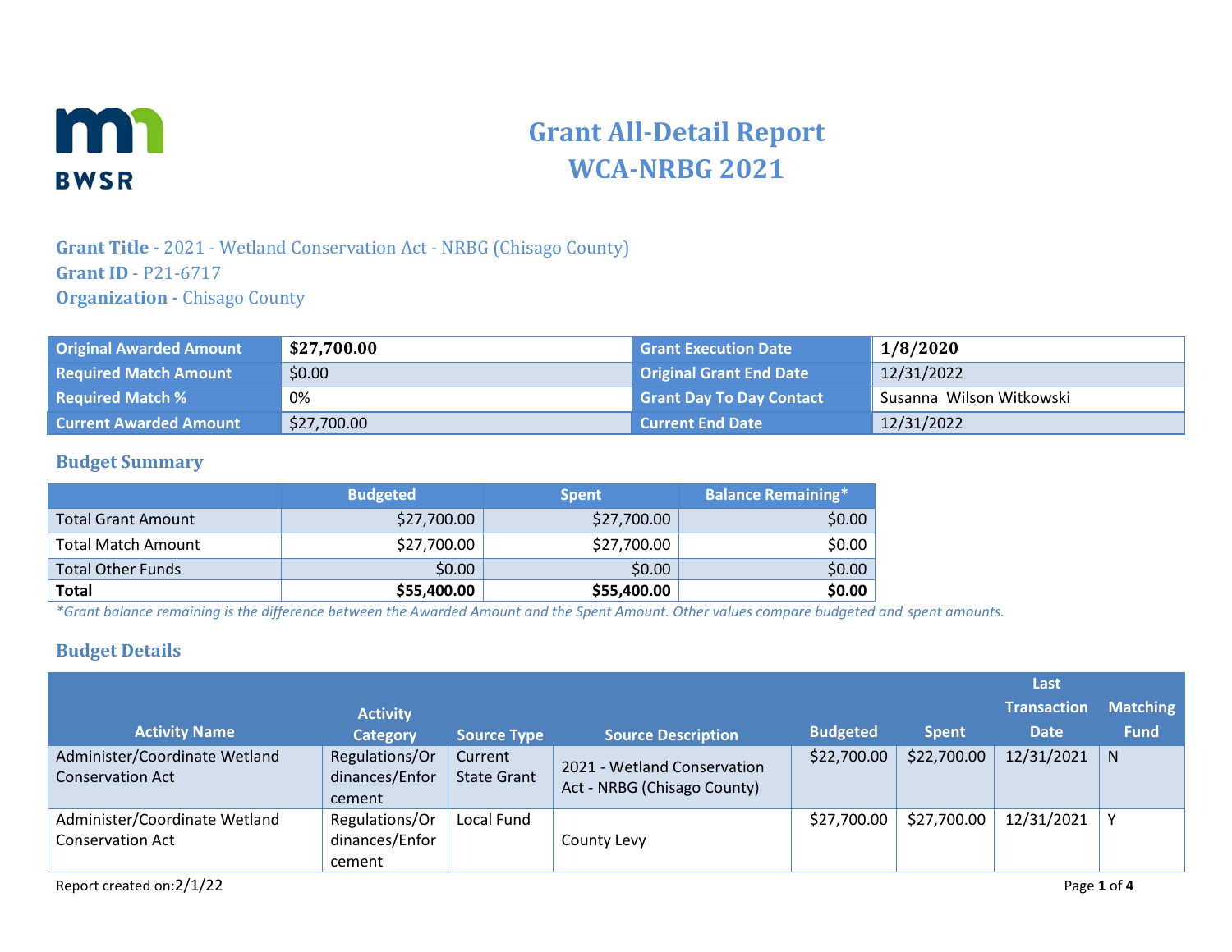# Grant All-Detail Report
# WCA-NRBG 2021

**Grant Title -** 2021 - Wetland Conservation Act - NRBG (Chisago County)
**Grant ID** - P21-6717
**Organization -** Chisago County

| Original Awarded Amount | $27,700.00 | Grant Execution Date | 1/8/2020 |
|---|---|---|---|
| Required Match Amount | $0.00 | Original Grant End Date | 12/31/2022 |
| Required Match % | 0% | Grant Day To Day Contact | Susanna Wilson Witkowski |
| Current Awarded Amount | $27,700.00 | Current End Date | 12/31/2022 |

## Budget Summary

| | Budgeted | Spent | Balance Remaining* |
|---|---|---|---|
| Total Grant Amount | $27,700.00 | $27,700.00 | $0.00 |
| Total Match Amount | $27,700.00 | $27,700.00 | $0.00 |
| Total Other Funds | $0.00 | $0.00 | $0.00 |
| **Total** | **$55,400.00** | **$55,400.00** | **$0.00** |

*\*Grant balance remaining is the difference between the Awarded Amount and the Spent Amount. Other values compare budgeted and spent amounts.*

## Budget Details

| Activity Name | Activity Category | Source Type | Source Description | Budgeted | Spent | Last Transaction Date | Matching Fund |
|---|---|---|---|---|---|---|---|
| Administer/Coordinate Wetland Conservation Act | Regulations/Ordinances/Enforcement | Current State Grant | 2021 - Wetland Conservation Act - NRBG (Chisago County) | $22,700.00 | $22,700.00 | 12/31/2021 | N |
| Administer/Coordinate Wetland Conservation Act | Regulations/Ordinances/Enforcement | Local Fund | County Levy | $27,700.00 | $27,700.00 | 12/31/2021 | Y |

Report created on:2/1/22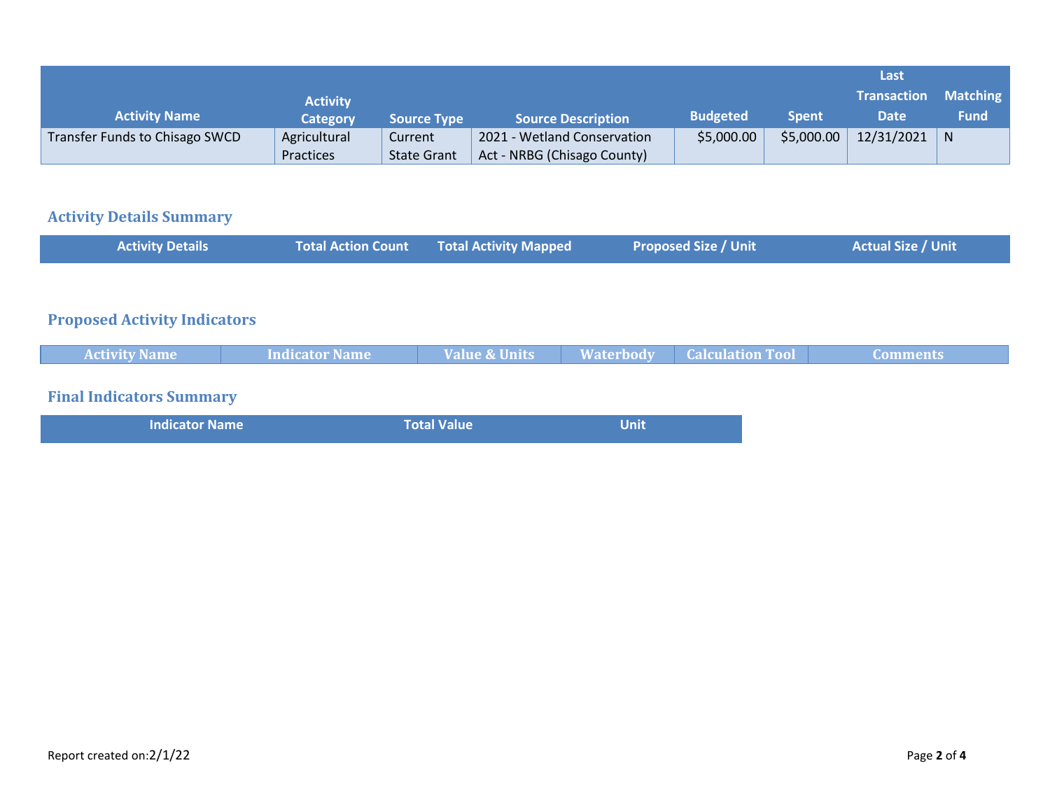| Activity Name | Activity Category | Source Type | Source Description | Budgeted | Spent | Last Transaction Date | Matching Fund |
|---|---|---|---|---|---|---|---|
| Transfer Funds to Chisago SWCD | Agricultural Practices | Current State Grant | 2021 - Wetland Conservation Act - NRBG (Chisago County) | $5,000.00 | $5,000.00 | 12/31/2021 | N |

## Activity Details Summary

| Activity Details | Total Action Count | Total Activity Mapped | Proposed Size / Unit | Actual Size / Unit |
|---|---|---|---|---|

## Proposed Activity Indicators

| Activity Name | Indicator Name | Value & Units | Waterbody | Calculation Tool | Comments |
|---|---|---|---|---|---|

## Final Indicators Summary

| Indicator Name | Total Value | Unit |
|---|---|---|

Report created on:2/1/22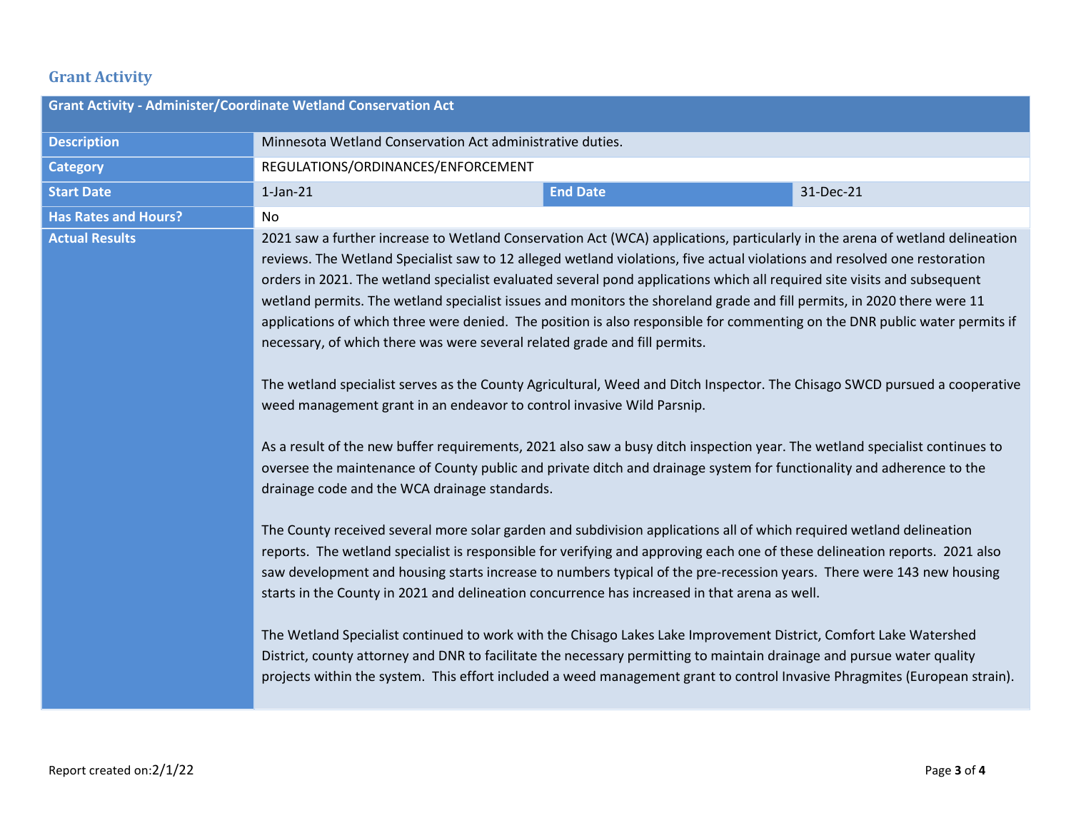## Grant Activity

| Grant Activity - Administer/Coordinate Wetland Conservation Act | | | |
|---|---|---|---|
| **Description** | Minnesota Wetland Conservation Act administrative duties. | | |
| **Category** | REGULATIONS/ORDINANCES/ENFORCEMENT | | |
| **Start Date** | 1-Jan-21 | **End Date** | 31-Dec-21 |
| **Has Rates and Hours?** | No | | |
| **Actual Results** | 2021 saw a further increase to Wetland Conservation Act (WCA) applications, particularly in the arena of wetland delineation reviews. The Wetland Specialist saw to 12 alleged wetland violations, five actual violations and resolved one restoration orders in 2021. The wetland specialist evaluated several pond applications which all required site visits and subsequent wetland permits. The wetland specialist issues and monitors the shoreland grade and fill permits, in 2020 there were 11 applications of which three were denied. The position is also responsible for commenting on the DNR public water permits if necessary, of which there was were several related grade and fill permits.<br><br>The wetland specialist serves as the County Agricultural, Weed and Ditch Inspector. The Chisago SWCD pursued a cooperative weed management grant in an endeavor to control invasive Wild Parsnip.<br><br>As a result of the new buffer requirements, 2021 also saw a busy ditch inspection year. The wetland specialist continues to oversee the maintenance of County public and private ditch and drainage system for functionality and adherence to the drainage code and the WCA drainage standards.<br><br>The County received several more solar garden and subdivision applications all of which required wetland delineation reports. The wetland specialist is responsible for verifying and approving each one of these delineation reports. 2021 also saw development and housing starts increase to numbers typical of the pre-recession years. There were 143 new housing starts in the County in 2021 and delineation concurrence has increased in that arena as well.<br><br>The Wetland Specialist continued to work with the Chisago Lakes Lake Improvement District, Comfort Lake Watershed District, county attorney and DNR to facilitate the necessary permitting to maintain drainage and pursue water quality projects within the system. This effort included a weed management grant to control Invasive Phragmites (European strain). | | |

Report created on:2/1/22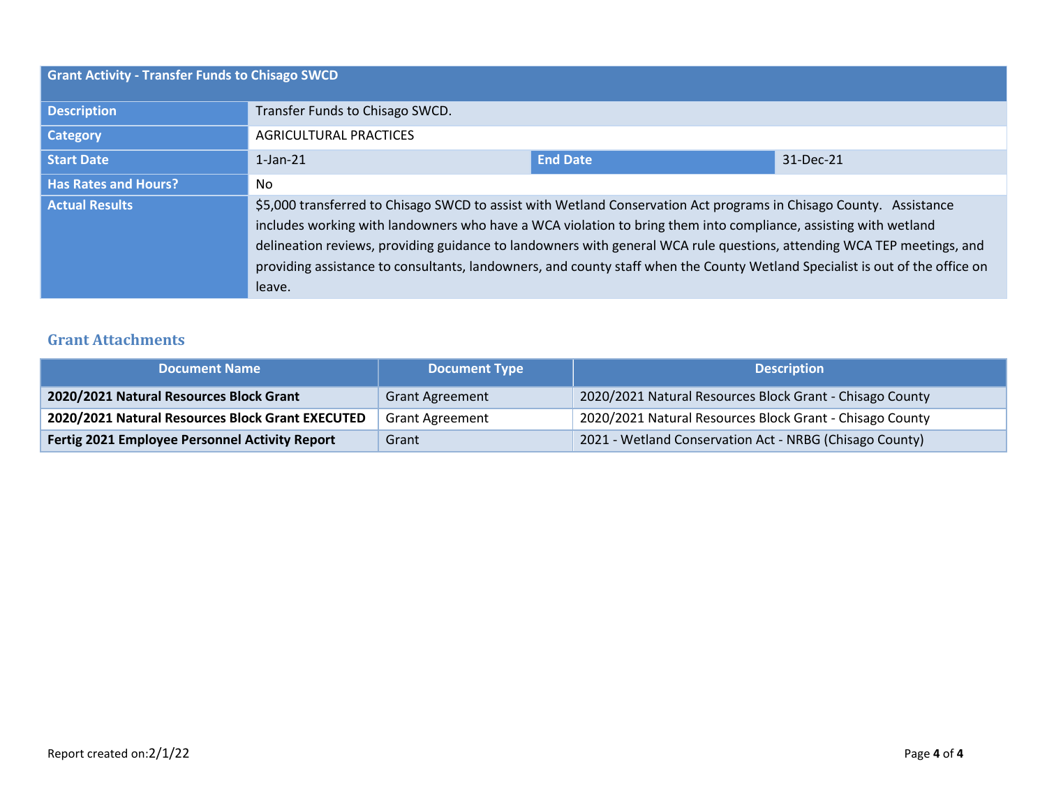| Grant Activity - Transfer Funds to Chisago SWCD | | | |
|---|---|---|---|
| **Description** | Transfer Funds to Chisago SWCD. | | |
| **Category** | AGRICULTURAL PRACTICES | | |
| **Start Date** | 1-Jan-21 | **End Date** | 31-Dec-21 |
| **Has Rates and Hours?** | No | | |
| **Actual Results** | $5,000 transferred to Chisago SWCD to assist with Wetland Conservation Act programs in Chisago County. Assistance includes working with landowners who have a WCA violation to bring them into compliance, assisting with wetland delineation reviews, providing guidance to landowners with general WCA rule questions, attending WCA TEP meetings, and providing assistance to consultants, landowners, and county staff when the County Wetland Specialist is out of the office on leave. | | |

## Grant Attachments

| Document Name | Document Type | Description |
|---|---|---|
| **2020/2021 Natural Resources Block Grant** | Grant Agreement | 2020/2021 Natural Resources Block Grant - Chisago County |
| **2020/2021 Natural Resources Block Grant EXECUTED** | Grant Agreement | 2020/2021 Natural Resources Block Grant - Chisago County |
| **Fertig 2021 Employee Personnel Activity Report** | Grant | 2021 - Wetland Conservation Act - NRBG (Chisago County) |

Report created on:2/1/22